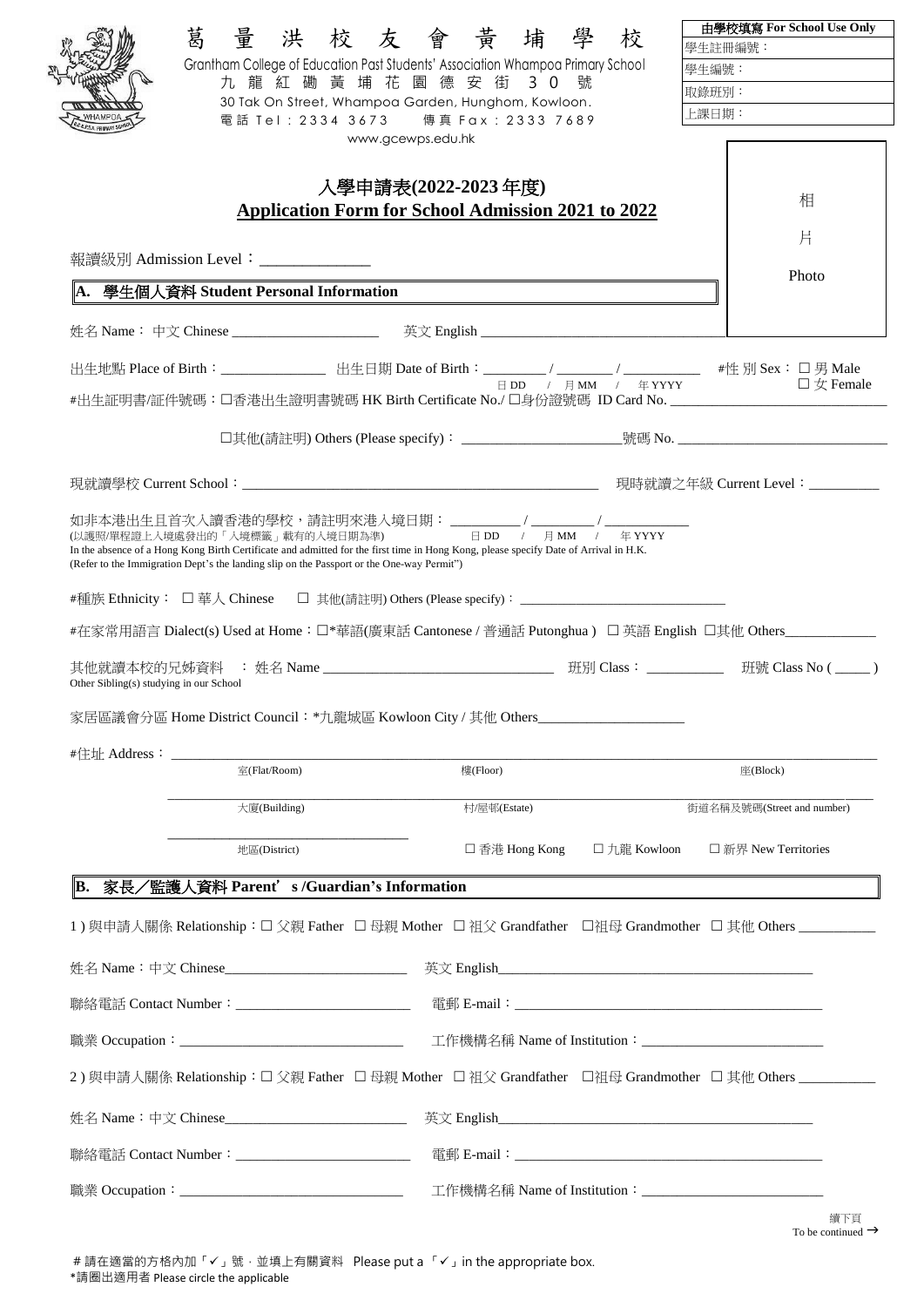# 葛量洪校友會黃埔學校

Grantham College of Education Past Students' Association Whampoa Primary School
九龍紅磡黃埔花園德安街 30 號
30 Tak On Street, Whampoa Garden, Hunghom, Kowloon.
電話 Tel：2334 3673　傳真 Fax：2333 7689
www.gcewps.edu.hk

| 由學校填寫 For School Use Only |
|---|
| 學生註冊編號： |
| 學生編號： |
| 取錄班別： |
| 上課日期： |

相片 Photo

## 入學申請表(2022-2023 年度)
## Application Form for School Admission 2021 to 2022

報讀級別 Admission Level：______________

### A. 學生個人資料 Student Personal Information

姓名 Name：中文 Chinese ____________________　英文 English ________________________________

出生地點 Place of Birth：______________　出生日期 Date of Birth：________ / ________ / __________ (日 DD / 月 MM / 年 YYYY)　#性別 Sex：☐ 男 Male ☐ 女 Female

#出生証明書/証件號碼：☐香港出生證明書號碼 HK Birth Certificate No./ ☐身份證號碼 ID Card No. ______________________________

☐其他(請註明) Others (Please specify)：______________________號碼 No. ____________________________

現就讀學校 Current School：______________________________________________　現時就讀之年級 Current Level：_________

如非本港出生且首次入讀香港的學校，請註明來港入境日期：_________ / _________ / ___________ (日 DD / 月 MM / 年 YYYY)
(以護照/單程證上入境處發出的「入境標籤」載有的入境日期為準)
In the absence of a Hong Kong Birth Certificate and admitted for the first time in Hong Kong, please specify Date of Arrival in H.K.
(Refer to the Immigration Dept's the landing slip on the Passport or the One-way Permit")

#種族 Ethnicity：☐ 華人 Chinese　☐ 其他(請註明) Others (Please specify)：____________________________

#在家常用語言 Dialect(s) Used at Home：☐*華語(廣東話 Cantonese / 普通話 Putonghua ) ☐ 英語 English ☐其他 Others____________

其他就讀本校的兄姊資料 Other Sibling(s) studying in our School：姓名 Name ________________________________　班別 Class：__________　班號 Class No ( _____ )

家居區議會分區 Home District Council：*九龍城區 Kowloon City / 其他 Others____________________

#住址 Address：
________________ 室(Flat/Room)　________________ 樓(Floor)　________________ 座(Block)
________________ 大廈(Building)　________________ 村/屋邨(Estate)　________________ 街道名稱及號碼(Street and number)
________________ 地區(District)　☐ 香港 Hong Kong　☐ 九龍 Kowloon　☐ 新界 New Territories

### B. 家長／監護人資料 Parent's /Guardian's Information

1 ) 與申請人關係 Relationship：☐ 父親 Father ☐ 母親 Mother ☐ 祖父 Grandfather ☐祖母 Grandmother ☐ 其他 Others __________

姓名 Name：中文 Chinese_________________________　英文 English____________________________________________

聯絡電話 Contact Number：________________________　電郵 E-mail：__________________________________________

職業 Occupation：______________________________　工作機構名稱 Name of Institution：_________________________

2 ) 與申請人關係 Relationship：☐ 父親 Father ☐ 母親 Mother ☐ 祖父 Grandfather ☐祖母 Grandmother ☐ 其他 Others __________

姓名 Name：中文 Chinese_________________________　英文 English____________________________________________

聯絡電話 Contact Number：________________________　電郵 E-mail：__________________________________________

職業 Occupation：______________________________　工作機構名稱 Name of Institution：_________________________

續下頁
To be continued →

# 請在適當的方格內加「✓」號，並填上有關資料 Please put a 「✓」in the appropriate box.
*請圈出適用者 Please circle the applicable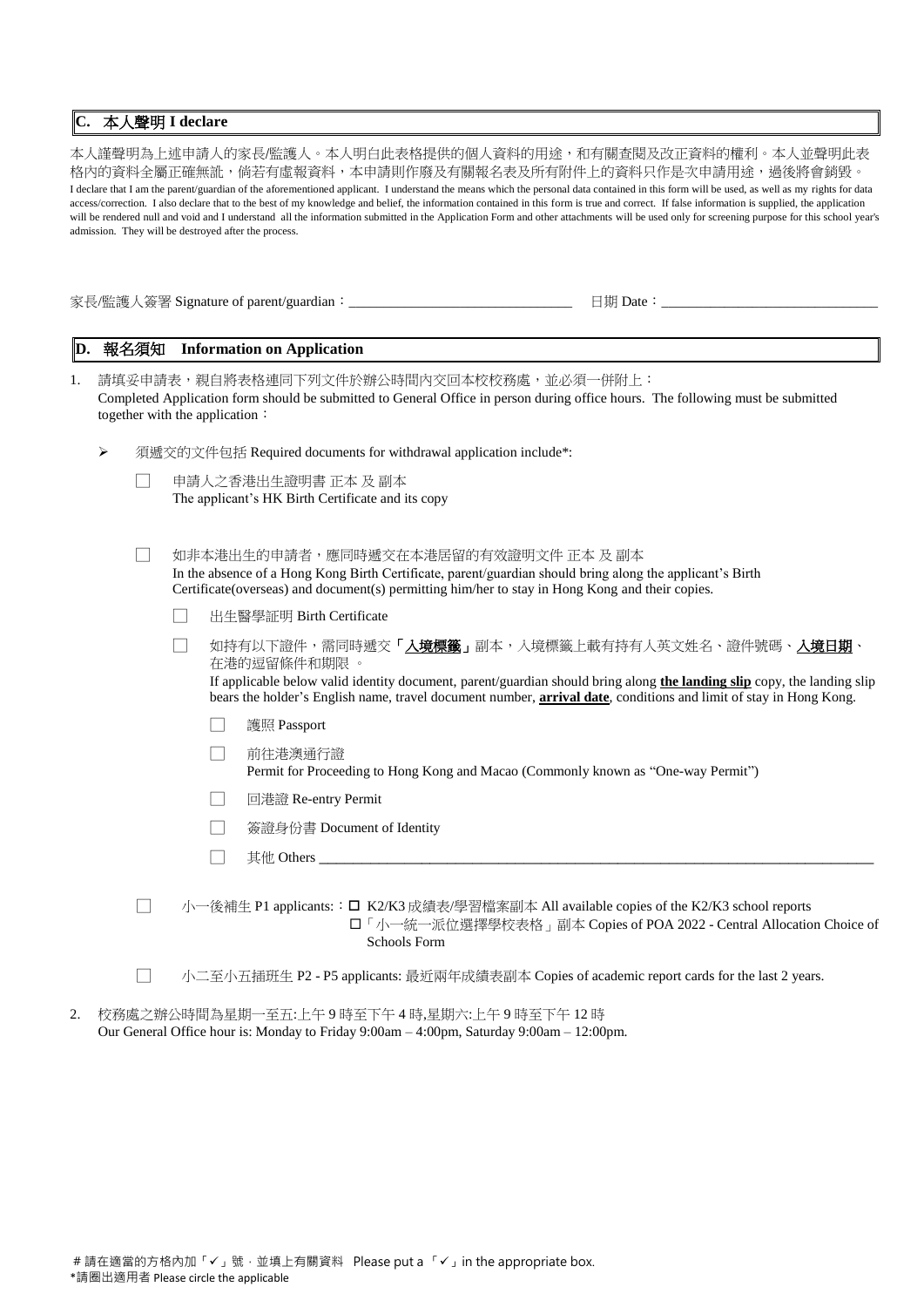## C. 本人聲明 I declare

本人謹聲明為上述申請人的家長/監護人。本人明白此表格提供的個人資料的用途，和有關查閱及改正資料的權利。本人並聲明此表格內的資料全屬正確無訛，倘若有虛報資料，本申請則作廢及有關報名表及所有附件上的資料只作是次申請用途，過後將會銷毀。

I declare that I am the parent/guardian of the aforementioned applicant. I understand the means which the personal data contained in this form will be used, as well as my rights for data access/correction. I also declare that to the best of my knowledge and belief, the information contained in this form is true and correct. If false information is supplied, the application will be rendered null and void and I understand all the information submitted in the Application Form and other attachments will be used only for screening purpose for this school year's admission. They will be destroyed after the process.

家長/監護人簽署 Signature of parent/guardian：_______________________________ 日期 Date：_______________________________

## D. 報名須知 Information on Application

1. 請填妥申請表，親自將表格連同下列文件於辦公時間內交回本校校務處，並必須一併附上：
   Completed Application form should be submitted to General Office in person during office hours. The following must be submitted together with the application：

   - 須遞交的文件包括 Required documents for withdrawal application include*:

     - ☐ 申請人之香港出生證明書 正本 及 副本
       The applicant's HK Birth Certificate and its copy

     - ☐ 如非本港出生的申請者，應同時遞交在本港居留的有效證明文件 正本 及 副本
       In the absence of a Hong Kong Birth Certificate, parent/guardian should bring along the applicant's Birth Certificate(overseas) and document(s) permitting him/her to stay in Hong Kong and their copies.

       - ☐ 出生醫學証明 Birth Certificate
       - ☐ 如持有以下證件，需同時遞交**「<u>入境標籤</u>」**副本，入境標籤上載有持有人英文姓名、證件號碼、**<u>入境日期</u>**、在港的逗留條件和期限 。
         If applicable below valid identity document, parent/guardian should bring along **<u>the landing slip</u>** copy, the landing slip bears the holder's English name, travel document number, **<u>arrival date</u>**, conditions and limit of stay in Hong Kong.

         - ☐ 護照 Passport
         - ☐ 前往港澳通行證
           Permit for Proceeding to Hong Kong and Macao (Commonly known as "One-way Permit")
         - ☐ 回港證 Re-entry Permit
         - ☐ 簽證身份書 Document of Identity
         - ☐ 其他 Others _______________________________________________

     - ☐ 小一後補生 P1 applicants:：☐ K2/K3 成績表/學習檔案副本 All available copies of the K2/K3 school reports
       ☐「小一統一派位選擇學校表格」副本 Copies of POA 2022 - Central Allocation Choice of Schools Form

     - ☐ 小二至小五插班生 P2 - P5 applicants: 最近兩年成績表副本 Copies of academic report cards for the last 2 years.

2. 校務處之辦公時間為星期一至五:上午 9 時至下午 4 時,星期六:上午 9 時至下午 12 時
   Our General Office hour is: Monday to Friday 9:00am – 4:00pm, Saturday 9:00am – 12:00pm.

# 請在適當的方格內加「✓」號，並填上有關資料 Please put a 「✓」in the appropriate box.

*請圈出適用者 Please circle the applicable